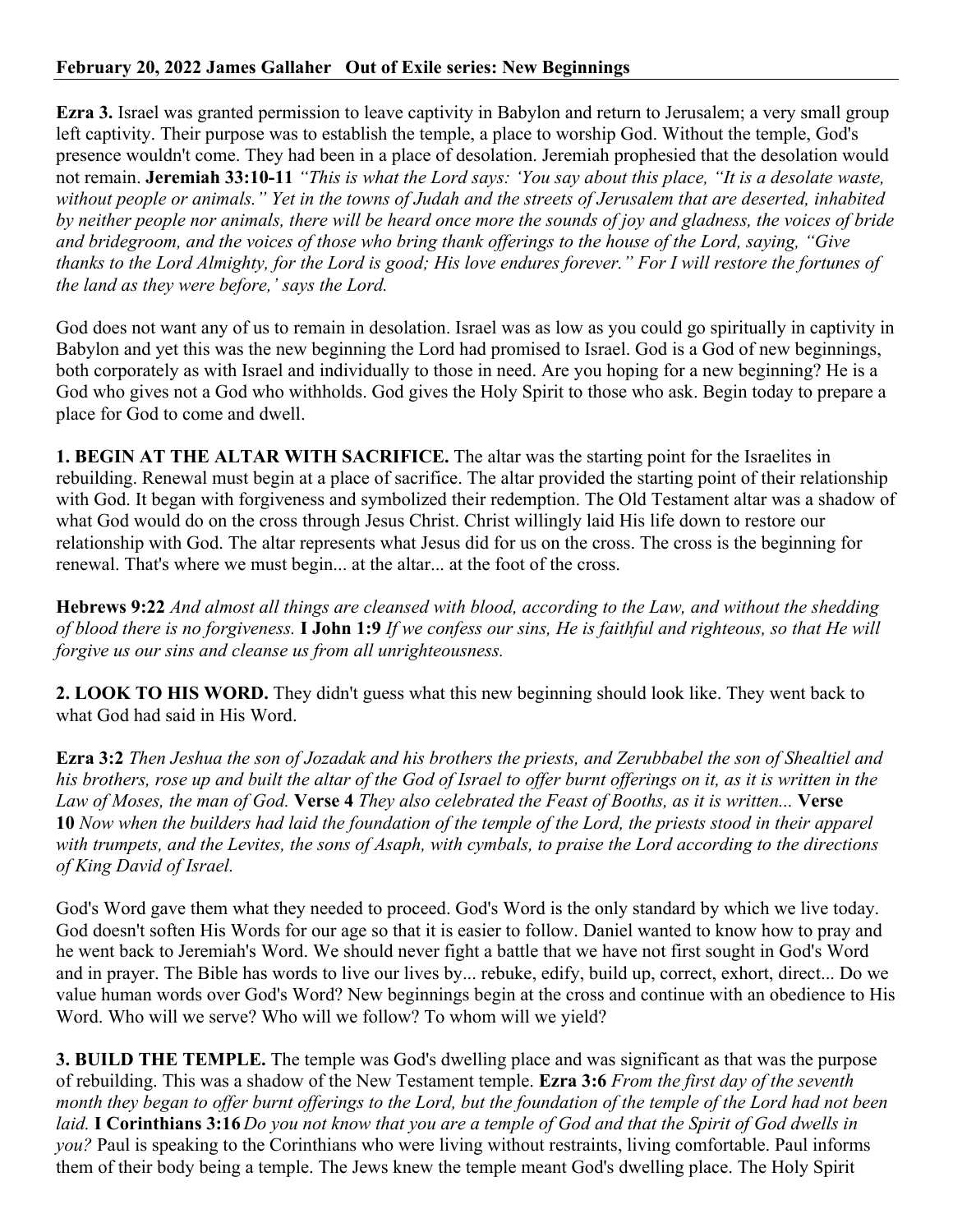**February 20, 2022 James Gallaher   Out of Exile series: New Beginnings**

**Ezra 3.** Israel was granted permission to leave captivity in Babylon and return to Jerusalem; a very small group left captivity. Their purpose was to establish the temple, a place to worship God. Without the temple, God's presence wouldn't come. They had been in a place of desolation. Jeremiah prophesied that the desolation would not remain. **Jeremiah 33:10-11** *"This is what the Lord says: 'You say about this place, "It is a desolate waste, without people or animals." Yet in the towns of Judah and the streets of Jerusalem that are deserted, inhabited by neither people nor animals, there will be heard once more the sounds of joy and gladness, the voices of bride and bridegroom, and the voices of those who bring thank offerings to the house of the Lord, saying, "Give thanks to the Lord Almighty, for the Lord is good; His love endures forever." For I will restore the fortunes of the land as they were before,' says the Lord.*

God does not want any of us to remain in desolation. Israel was as low as you could go spiritually in captivity in Babylon and yet this was the new beginning the Lord had promised to Israel. God is a God of new beginnings, both corporately as with Israel and individually to those in need. Are you hoping for a new beginning? He is a God who gives not a God who withholds. God gives the Holy Spirit to those who ask. Begin today to prepare a place for God to come and dwell.

**1. BEGIN AT THE ALTAR WITH SACRIFICE.** The altar was the starting point for the Israelites in rebuilding. Renewal must begin at a place of sacrifice. The altar provided the starting point of their relationship with God. It began with forgiveness and symbolized their redemption. The Old Testament altar was a shadow of what God would do on the cross through Jesus Christ. Christ willingly laid His life down to restore our relationship with God. The altar represents what Jesus did for us on the cross. The cross is the beginning for renewal. That's where we must begin... at the altar... at the foot of the cross.

**Hebrews 9:22** *And almost all things are cleansed with blood, according to the Law, and without the shedding of blood there is no forgiveness.* **I John 1:9** *If we confess our sins, He is faithful and righteous, so that He will forgive us our sins and cleanse us from all unrighteousness.*

**2. LOOK TO HIS WORD.** They didn't guess what this new beginning should look like. They went back to what God had said in His Word.

**Ezra 3:2** *Then Jeshua the son of Jozadak and his brothers the priests, and Zerubbabel the son of Shealtiel and his brothers, rose up and built the altar of the God of Israel to offer burnt offerings on it, as it is written in the Law of Moses, the man of God.* **Verse 4** *They also celebrated the Feast of Booths, as it is written...* **Verse 10** *Now when the builders had laid the foundation of the temple of the Lord, the priests stood in their apparel with trumpets, and the Levites, the sons of Asaph, with cymbals, to praise the Lord according to the directions of King David of Israel.*

God's Word gave them what they needed to proceed. God's Word is the only standard by which we live today. God doesn't soften His Words for our age so that it is easier to follow. Daniel wanted to know how to pray and he went back to Jeremiah's Word. We should never fight a battle that we have not first sought in God's Word and in prayer. The Bible has words to live our lives by... rebuke, edify, build up, correct, exhort, direct... Do we value human words over God's Word? New beginnings begin at the cross and continue with an obedience to His Word. Who will we serve? Who will we follow? To whom will we yield?

**3. BUILD THE TEMPLE.** The temple was God's dwelling place and was significant as that was the purpose of rebuilding. This was a shadow of the New Testament temple. **Ezra 3:6** *From the first day of the seventh month they began to offer burnt offerings to the Lord, but the foundation of the temple of the Lord had not been laid.* **I Corinthians 3:16** *Do you not know that you are a temple of God and that the Spirit of God dwells in you?* Paul is speaking to the Corinthians who were living without restraints, living comfortable. Paul informs them of their body being a temple. The Jews knew the temple meant God's dwelling place. The Holy Spirit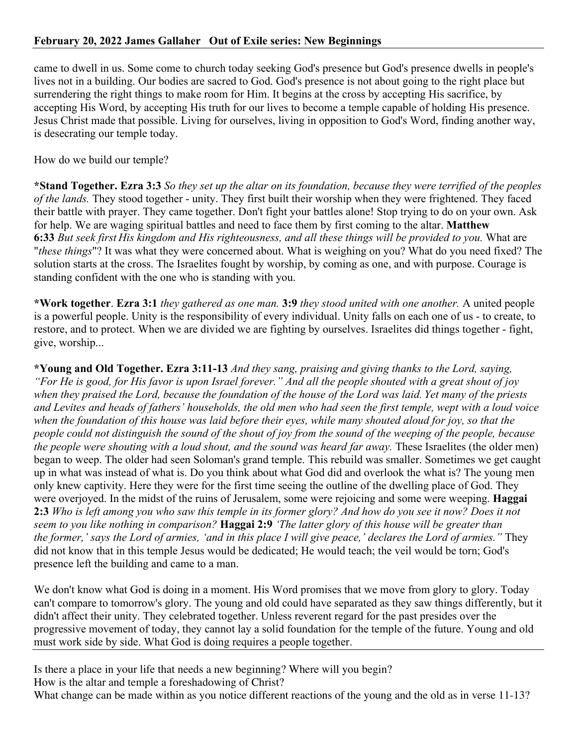came to dwell in us. Some come to church today seeking God's presence but God's presence dwells in people's lives not in a building. Our bodies are sacred to God. God's presence is not about going to the right place but surrendering the right things to make room for Him. It begins at the cross by accepting His sacrifice, by accepting His Word, by accepting His truth for our lives to become a temple capable of holding His presence. Jesus Christ made that possible. Living for ourselves, living in opposition to God's Word, finding another way, is desecrating our temple today.

How do we build our temple?

***Stand Together. Ezra 3:3** *So they set up the altar on its foundation, because they were terrified of the peoples of the lands.* They stood together - unity. They first built their worship when they were frightened. They faced their battle with prayer. They came together. Don't fight your battles alone! Stop trying to do on your own. Ask for help. We are waging spiritual battles and need to face them by first coming to the altar. **Matthew 6:33** *But seek first His kingdom and His righteousness, and all these things will be provided to you.* What are "*these things*"? It was what they were concerned about. What is weighing on you? What do you need fixed? The solution starts at the cross. The Israelites fought by worship, by coming as one, and with purpose. Courage is standing confident with the one who is standing with you.

***Work together**. **Ezra 3:1** *they gathered as one man.* **3:9** *they stood united with one another.* A united people is a powerful people. Unity is the responsibility of every individual. Unity falls on each one of us - to create, to restore, and to protect. When we are divided we are fighting by ourselves. Israelites did things together - fight, give, worship...

***Young and Old Together. Ezra 3:11-13** *And they sang, praising and giving thanks to the Lord, saying, "For He is good, for His favor is upon Israel forever." And all the people shouted with a great shout of joy when they praised the Lord, because the foundation of the house of the Lord was laid. Yet many of the priests and Levites and heads of fathers' households, the old men who had seen the first temple, wept with a loud voice when the foundation of this house was laid before their eyes, while many shouted aloud for joy, so that the people could not distinguish the sound of the shout of joy from the sound of the weeping of the people, because the people were shouting with a loud shout, and the sound was heard far away.* These Israelites (the older men) began to weep. The older had seen Soloman's grand temple. This rebuild was smaller. Sometimes we get caught up in what was instead of what is. Do you think about what God did and overlook the what is? The young men only knew captivity. Here they were for the first time seeing the outline of the dwelling place of God. They were overjoyed. In the midst of the ruins of Jerusalem, some were rejoicing and some were weeping. **Haggai 2:3** *Who is left among you who saw this temple in its former glory? And how do you see it now? Does it not seem to you like nothing in comparison?* **Haggai 2:9** *'The latter glory of this house will be greater than the former,' says the Lord of armies, 'and in this place I will give peace,' declares the Lord of armies."* They did not know that in this temple Jesus would be dedicated; He would teach; the veil would be torn; God's presence left the building and came to a man.

We don't know what God is doing in a moment. His Word promises that we move from glory to glory. Today can't compare to tomorrow's glory. The young and old could have separated as they saw things differently, but it didn't affect their unity. They celebrated together. Unless reverent regard for the past presides over the progressive movement of today, they cannot lay a solid foundation for the temple of the future. Young and old must work side by side. What God is doing requires a people together.

---

Is there a place in your life that needs a new beginning? Where will you begin?
How is the altar and temple a foreshadowing of Christ?
What change can be made within as you notice different reactions of the young and the old as in verse 11-13?